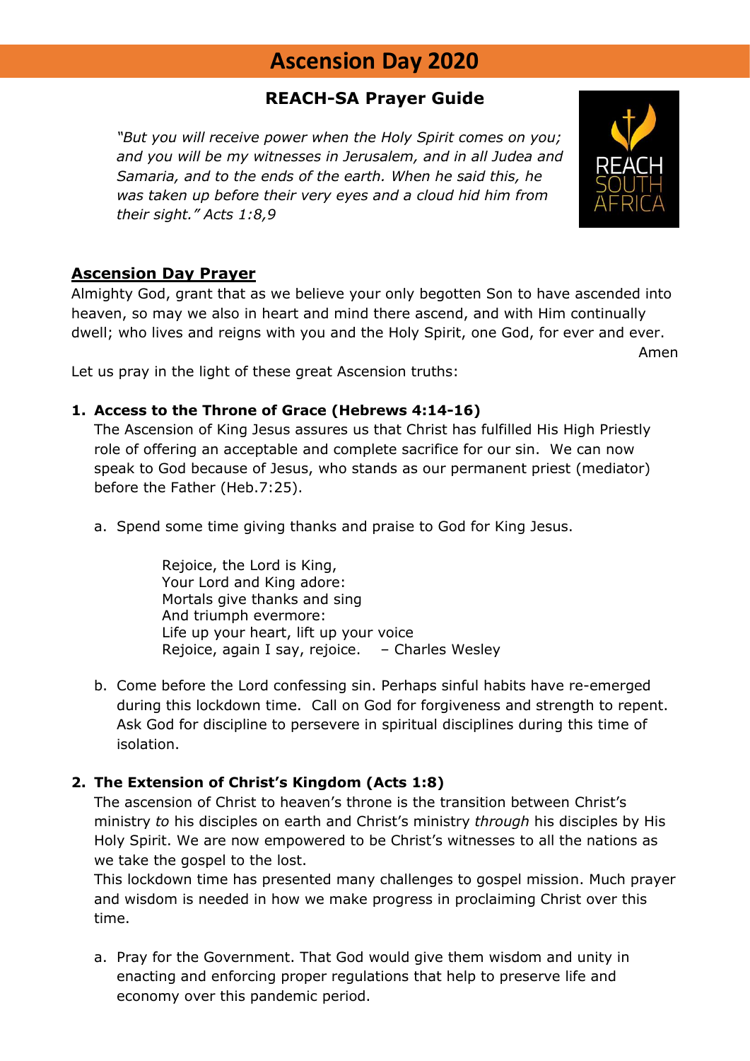# Ascension Day 2020

## REACH-SA Prayer Guide

*"But you will receive power when the Holy Spirit comes on you; and you will be my witnesses in Jerusalem, and in all Judea and Samaria, and to the ends of the earth. When he said this, he was taken up before their very eyes and a cloud hid him from their sight." Acts 1:8,9*

### Ascension Day Prayer

Almighty God, grant that as we believe your only begotten Son to have ascended into heaven, so may we also in heart and mind there ascend, and with Him continually dwell; who lives and reigns with you and the Holy Spirit, one God, for ever and ever.

Amen

Let us pray in the light of these great Ascension truths:

1. **Access to the Throne of Grace (Hebrews 4:14-16)**

   The Ascension of King Jesus assures us that Christ has fulfilled His High Priestly role of offering an acceptable and complete sacrifice for our sin. We can now speak to God because of Jesus, who stands as our permanent priest (mediator) before the Father (Heb.7:25).

   a. Spend some time giving thanks and praise to God for King Jesus.

      Rejoice, the Lord is King,
      Your Lord and King adore:
      Mortals give thanks and sing
      And triumph evermore:
      Life up your heart, lift up your voice
      Rejoice, again I say, rejoice. – Charles Wesley

   b. Come before the Lord confessing sin. Perhaps sinful habits have re-emerged during this lockdown time. Call on God for forgiveness and strength to repent. Ask God for discipline to persevere in spiritual disciplines during this time of isolation.

2. **The Extension of Christ's Kingdom (Acts 1:8)**

   The ascension of Christ to heaven's throne is the transition between Christ's ministry *to* his disciples on earth and Christ's ministry *through* his disciples by His Holy Spirit. We are now empowered to be Christ's witnesses to all the nations as we take the gospel to the lost.

   This lockdown time has presented many challenges to gospel mission. Much prayer and wisdom is needed in how we make progress in proclaiming Christ over this time.

   a. Pray for the Government. That God would give them wisdom and unity in enacting and enforcing proper regulations that help to preserve life and economy over this pandemic period.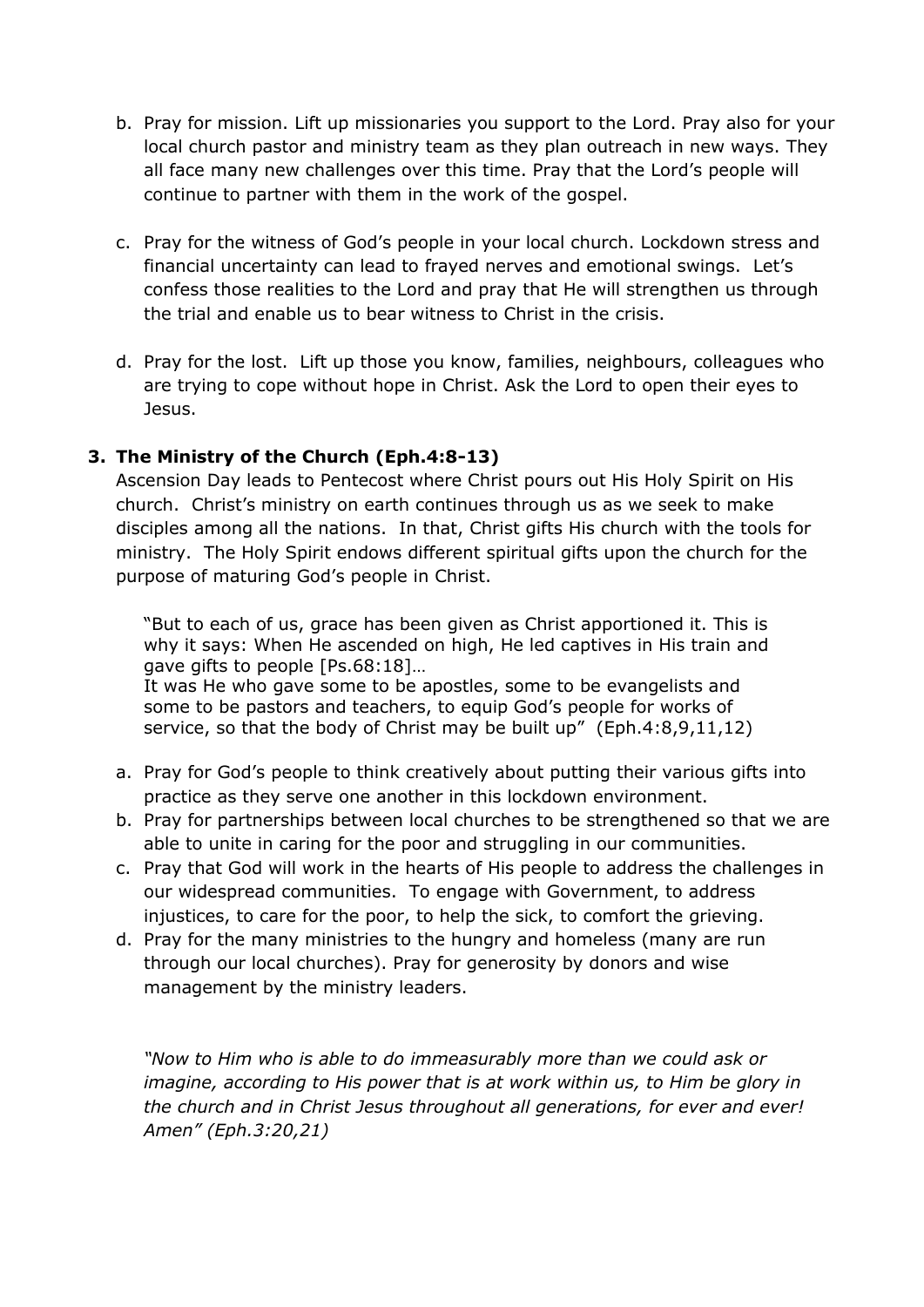b. Pray for mission. Lift up missionaries you support to the Lord. Pray also for your local church pastor and ministry team as they plan outreach in new ways. They all face many new challenges over this time. Pray that the Lord's people will continue to partner with them in the work of the gospel.

c. Pray for the witness of God's people in your local church. Lockdown stress and financial uncertainty can lead to frayed nerves and emotional swings. Let's confess those realities to the Lord and pray that He will strengthen us through the trial and enable us to bear witness to Christ in the crisis.

d. Pray for the lost. Lift up those you know, families, neighbours, colleagues who are trying to cope without hope in Christ. Ask the Lord to open their eyes to Jesus.

**3. The Ministry of the Church (Eph.4:8-13)**

Ascension Day leads to Pentecost where Christ pours out His Holy Spirit on His church. Christ's ministry on earth continues through us as we seek to make disciples among all the nations. In that, Christ gifts His church with the tools for ministry. The Holy Spirit endows different spiritual gifts upon the church for the purpose of maturing God's people in Christ.

> "But to each of us, grace has been given as Christ apportioned it. This is why it says: When He ascended on high, He led captives in His train and gave gifts to people [Ps.68:18]…
> It was He who gave some to be apostles, some to be evangelists and some to be pastors and teachers, to equip God's people for works of service, so that the body of Christ may be built up" (Eph.4:8,9,11,12)

a. Pray for God's people to think creatively about putting their various gifts into practice as they serve one another in this lockdown environment.
b. Pray for partnerships between local churches to be strengthened so that we are able to unite in caring for the poor and struggling in our communities.
c. Pray that God will work in the hearts of His people to address the challenges in our widespread communities. To engage with Government, to address injustices, to care for the poor, to help the sick, to comfort the grieving.
d. Pray for the many ministries to the hungry and homeless (many are run through our local churches). Pray for generosity by donors and wise management by the ministry leaders.

*"Now to Him who is able to do immeasurably more than we could ask or imagine, according to His power that is at work within us, to Him be glory in the church and in Christ Jesus throughout all generations, for ever and ever! Amen" (Eph.3:20,21)*